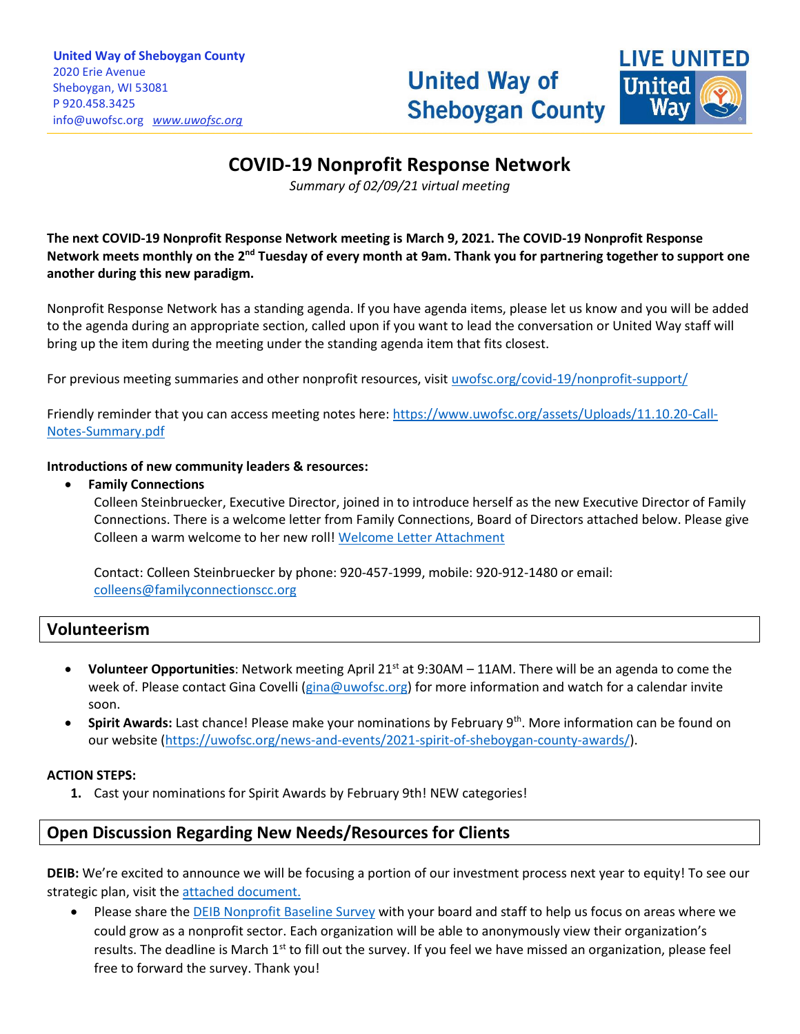**United Way of Sheboygan County**
2020 Erie Avenue
Sheboygan, WI 53081
P 920.458.3425
info@uwofsc.org www.uwofsc.org

United Way of Sheboygan County

LIVE UNITED United Way

# COVID-19 Nonprofit Response Network

*Summary of 02/09/21 virtual meeting*

**The next COVID-19 Nonprofit Response Network meeting is March 9, 2021. The COVID-19 Nonprofit Response Network meets monthly on the 2nd Tuesday of every month at 9am. Thank you for partnering together to support one another during this new paradigm.**

Nonprofit Response Network has a standing agenda. If you have agenda items, please let us know and you will be added to the agenda during an appropriate section, called upon if you want to lead the conversation or United Way staff will bring up the item during the meeting under the standing agenda item that fits closest.

For previous meeting summaries and other nonprofit resources, visit uwofsc.org/covid-19/nonprofit-support/

Friendly reminder that you can access meeting notes here: https://www.uwofsc.org/assets/Uploads/11.10.20-Call-Notes-Summary.pdf

**Introductions of new community leaders & resources:**

- **Family Connections**
  Colleen Steinbruecker, Executive Director, joined in to introduce herself as the new Executive Director of Family Connections. There is a welcome letter from Family Connections, Board of Directors attached below. Please give Colleen a warm welcome to her new roll! Welcome Letter Attachment

  Contact: Colleen Steinbruecker by phone: 920-457-1999, mobile: 920-912-1480 or email: colleens@familyconnectionscc.org

## Volunteerism

- **Volunteer Opportunities**: Network meeting April 21st at 9:30AM – 11AM. There will be an agenda to come the week of. Please contact Gina Covelli (gina@uwofsc.org) for more information and watch for a calendar invite soon.
- **Spirit Awards:** Last chance! Please make your nominations by February 9th. More information can be found on our website (https://uwofsc.org/news-and-events/2021-spirit-of-sheboygan-county-awards/).

**ACTION STEPS:**

1. Cast your nominations for Spirit Awards by February 9th! NEW categories!

## Open Discussion Regarding New Needs/Resources for Clients

**DEIB:** We're excited to announce we will be focusing a portion of our investment process next year to equity! To see our strategic plan, visit the attached document.

- Please share the DEIB Nonprofit Baseline Survey with your board and staff to help us focus on areas where we could grow as a nonprofit sector. Each organization will be able to anonymously view their organization's results. The deadline is March 1st to fill out the survey. If you feel we have missed an organization, please feel free to forward the survey. Thank you!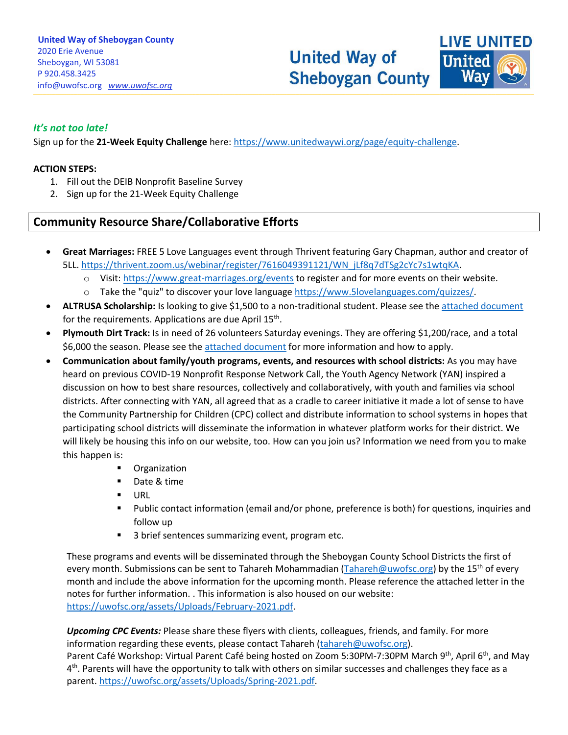**United Way of Sheboygan County**
2020 Erie Avenue
Sheboygan, WI 53081
P 920.458.3425
info@uwofsc.org www.uwofsc.org

United Way of Sheboygan County

LIVE UNITED

***It's not too late!***

Sign up for the **21-Week Equity Challenge** here: https://www.unitedwaywi.org/page/equity-challenge.

**ACTION STEPS:**

1. Fill out the DEIB Nonprofit Baseline Survey
2. Sign up for the 21-Week Equity Challenge

## Community Resource Share/Collaborative Efforts

- **Great Marriages:** FREE 5 Love Languages event through Thrivent featuring Gary Chapman, author and creator of 5LL. https://thrivent.zoom.us/webinar/register/7616049391121/WN_jLf8q7dTSg2cYc7s1wtqKA.
  - Visit: https://www.great-marriages.org/events to register and for more events on their website.
  - Take the "quiz" to discover your love language https://www.5lovelanguages.com/quizzes/.
- **ALTRUSA Scholarship:** Is looking to give $1,500 to a non-traditional student. Please see the attached document for the requirements. Applications are due April 15th.
- **Plymouth Dirt Track:** Is in need of 26 volunteers Saturday evenings. They are offering $1,200/race, and a total $6,000 the season. Please see the attached document for more information and how to apply.
- **Communication about family/youth programs, events, and resources with school districts:** As you may have heard on previous COVID-19 Nonprofit Response Network Call, the Youth Agency Network (YAN) inspired a discussion on how to best share resources, collectively and collaboratively, with youth and families via school districts. After connecting with YAN, all agreed that as a cradle to career initiative it made a lot of sense to have the Community Partnership for Children (CPC) collect and distribute information to school systems in hopes that participating school districts will disseminate the information in whatever platform works for their district. We will likely be housing this info on our website, too. How can you join us? Information we need from you to make this happen is:
  - Organization
  - Date & time
  - URL
  - Public contact information (email and/or phone, preference is both) for questions, inquiries and follow up
  - 3 brief sentences summarizing event, program etc.

  These programs and events will be disseminated through the Sheboygan County School Districts the first of every month. Submissions can be sent to Tahareh Mohammadian (Tahareh@uwofsc.org) by the 15th of every month and include the above information for the upcoming month. Please reference the attached letter in the notes for further information. . This information is also housed on our website: https://uwofsc.org/assets/Uploads/February-2021.pdf.

  ***Upcoming CPC Events:*** Please share these flyers with clients, colleagues, friends, and family. For more information regarding these events, please contact Tahareh (tahareh@uwofsc.org).
  Parent Café Workshop: Virtual Parent Café being hosted on Zoom 5:30PM-7:30PM March 9th, April 6th, and May 4th. Parents will have the opportunity to talk with others on similar successes and challenges they face as a parent. https://uwofsc.org/assets/Uploads/Spring-2021.pdf.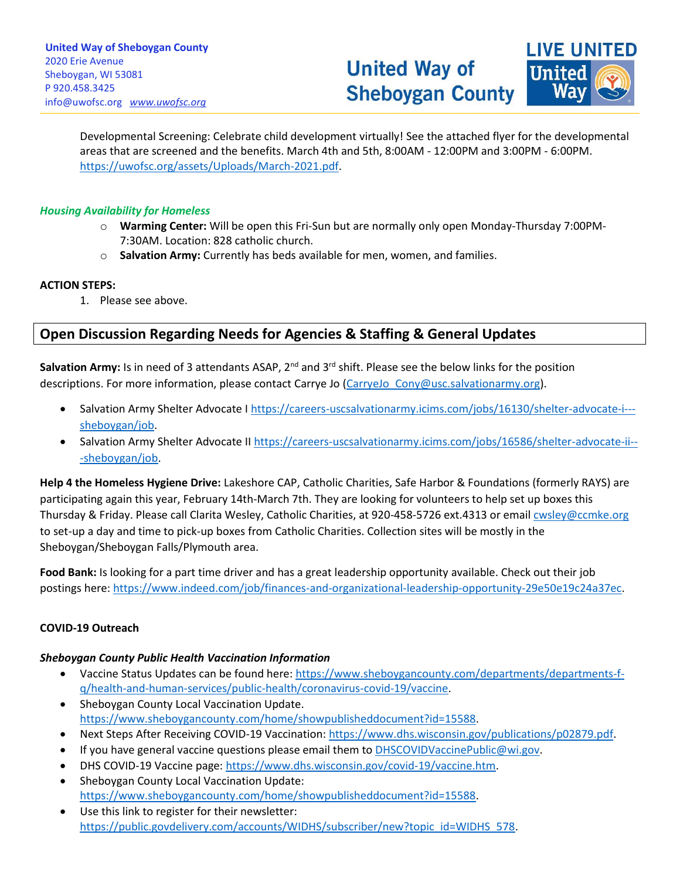Developmental Screening: Celebrate child development virtually! See the attached flyer for the developmental areas that are screened and the benefits. March 4th and 5th, 8:00AM - 12:00PM and 3:00PM - 6:00PM. https://uwofsc.org/assets/Uploads/March-2021.pdf.

***Housing Availability for Homeless***

- **Warming Center:** Will be open this Fri-Sun but are normally only open Monday-Thursday 7:00PM-7:30AM. Location: 828 catholic church.
- **Salvation Army:** Currently has beds available for men, women, and families.

**ACTION STEPS:**

1. Please see above.

## Open Discussion Regarding Needs for Agencies & Staffing & General Updates

**Salvation Army:** Is in need of 3 attendants ASAP, 2nd and 3rd shift. Please see the below links for the position descriptions. For more information, please contact Carrye Jo (CarryeJo_Cony@usc.salvationarmy.org).

- Salvation Army Shelter Advocate I https://careers-uscsalvationarmy.icims.com/jobs/16130/shelter-advocate-i---sheboygan/job.
- Salvation Army Shelter Advocate II https://careers-uscsalvationarmy.icims.com/jobs/16586/shelter-advocate-ii---sheboygan/job.

**Help 4 the Homeless Hygiene Drive:** Lakeshore CAP, Catholic Charities, Safe Harbor & Foundations (formerly RAYS) are participating again this year, February 14th-March 7th. They are looking for volunteers to help set up boxes this Thursday & Friday. Please call Clarita Wesley, Catholic Charities, at 920-458-5726 ext.4313 or email cwsley@ccmke.org to set-up a day and time to pick-up boxes from Catholic Charities. Collection sites will be mostly in the Sheboygan/Sheboygan Falls/Plymouth area.

**Food Bank:** Is looking for a part time driver and has a great leadership opportunity available. Check out their job postings here: https://www.indeed.com/job/finances-and-organizational-leadership-opportunity-29e50e19c24a37ec.

**COVID-19 Outreach**

***Sheboygan County Public Health Vaccination Information***

- Vaccine Status Updates can be found here: https://www.sheboygancounty.com/departments/departments-f-q/health-and-human-services/public-health/coronavirus-covid-19/vaccine.
- Sheboygan County Local Vaccination Update. https://www.sheboygancounty.com/home/showpublisheddocument?id=15588.
- Next Steps After Receiving COVID-19 Vaccination: https://www.dhs.wisconsin.gov/publications/p02879.pdf.
- If you have general vaccine questions please email them to DHSCOVIDVaccinePublic@wi.gov.
- DHS COVID-19 Vaccine page: https://www.dhs.wisconsin.gov/covid-19/vaccine.htm.
- Sheboygan County Local Vaccination Update: https://www.sheboygancounty.com/home/showpublisheddocument?id=15588.
- Use this link to register for their newsletter: https://public.govdelivery.com/accounts/WIDHS/subscriber/new?topic_id=WIDHS_578.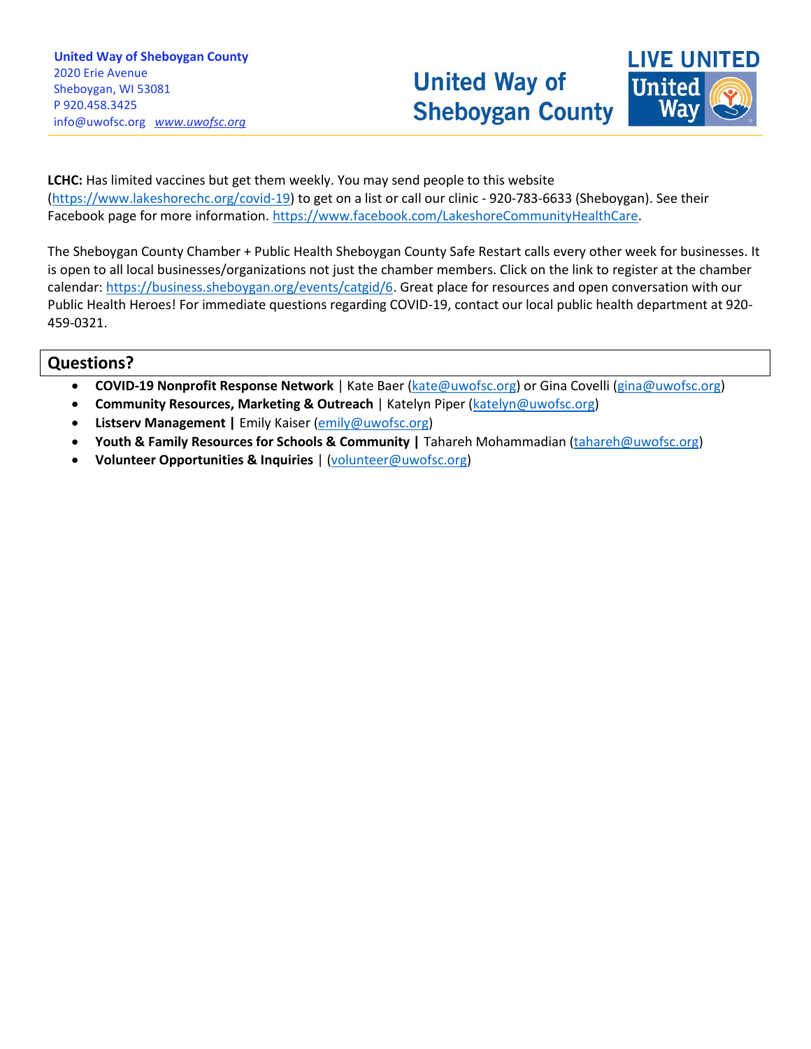**LCHC:** Has limited vaccines but get them weekly. You may send people to this website (https://www.lakeshorechc.org/covid-19) to get on a list or call our clinic - 920-783-6633 (Sheboygan). See their Facebook page for more information. https://www.facebook.com/LakeshoreCommunityHealthCare.

The Sheboygan County Chamber + Public Health Sheboygan County Safe Restart calls every other week for businesses. It is open to all local businesses/organizations not just the chamber members. Click on the link to register at the chamber calendar: https://business.sheboygan.org/events/catgid/6. Great place for resources and open conversation with our Public Health Heroes! For immediate questions regarding COVID-19, contact our local public health department at 920-459-0321.

## Questions?

- **COVID-19 Nonprofit Response Network** | Kate Baer (kate@uwofsc.org) or Gina Covelli (gina@uwofsc.org)
- **Community Resources, Marketing & Outreach** | Katelyn Piper (katelyn@uwofsc.org)
- **Listserv Management |** Emily Kaiser (emily@uwofsc.org)
- **Youth & Family Resources for Schools & Community |** Tahareh Mohammadian (tahareh@uwofsc.org)
- **Volunteer Opportunities & Inquiries** | (volunteer@uwofsc.org)